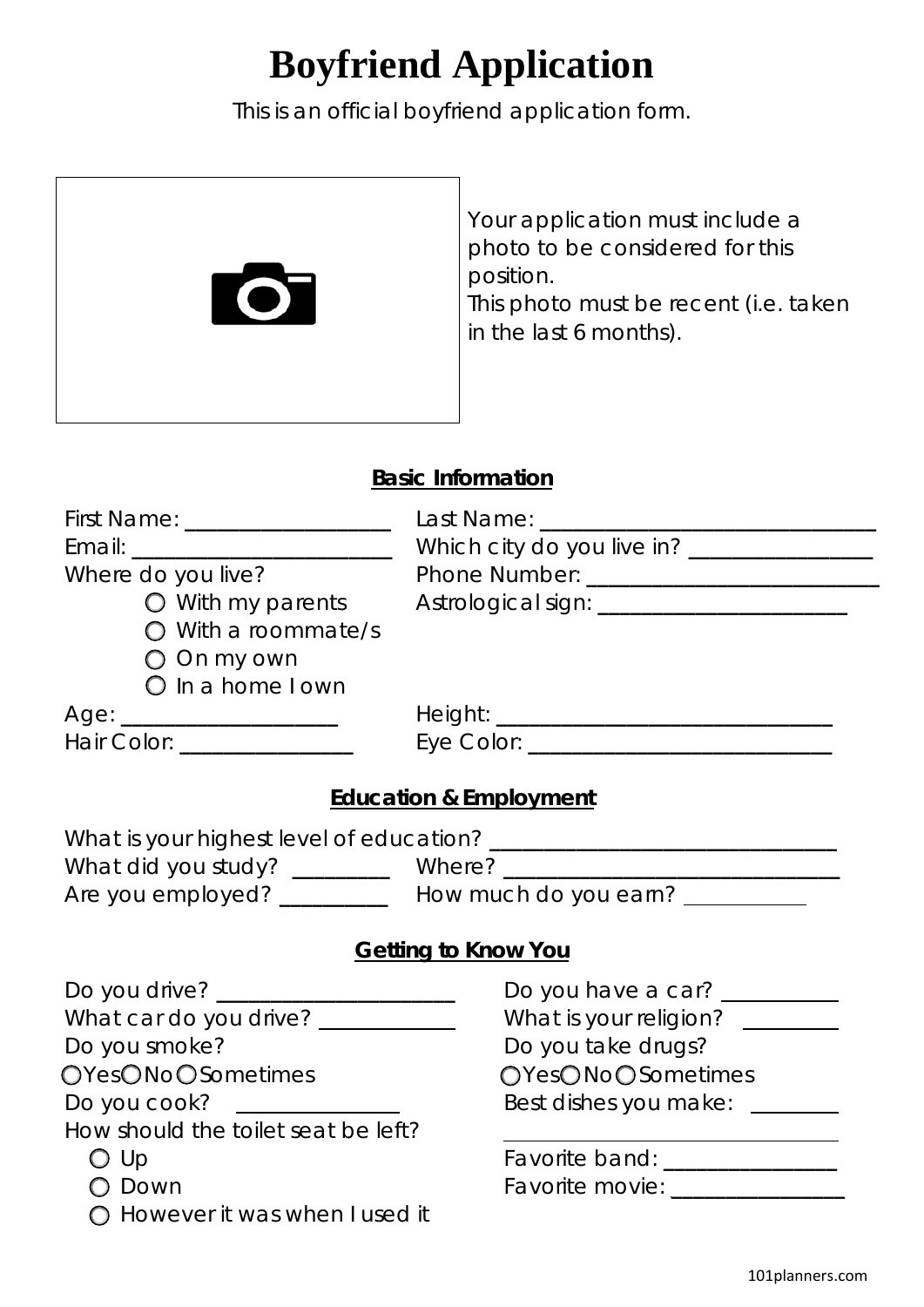# Boyfriend Application

This is an official boyfriend application form.

Your application must include a photo to be considered for this position.
This photo must be recent (i.e. taken in the last 6 months).

## Basic Information

First Name: ___________________

Last Name: ________________________________

Email: _________________________

Which city do you live in? _________________

Where do you live?

- ○ With my parents
- ○ With a roommate/s
- ○ On my own
- ○ In a home I own

Phone Number: ___________________________

Astrological sign: _______________________

Age: ____________________

Height: ________________________________

Hair Color: ________________

Eye Color: ____________________________

## Education & Employment

What is your highest level of education? ________________________________

What did you study? _________

Where? ________________________________

Are you employed? __________

How much do you earn? ___________

## Getting to Know You

Do you drive? ______________________

Do you have a car? ___________

What car do you drive? _____________

What is your religion? _________

Do you smoke?

○Yes ○No ○Sometimes

Do you take drugs?

○Yes ○No ○Sometimes

Do you cook? ________________

Best dishes you make: ________

______________________________________

How should the toilet seat be left?

- ○ Up
- ○ Down
- ○ However it was when I used it

Favorite band: ________________

Favorite movie: ________________

101planners.com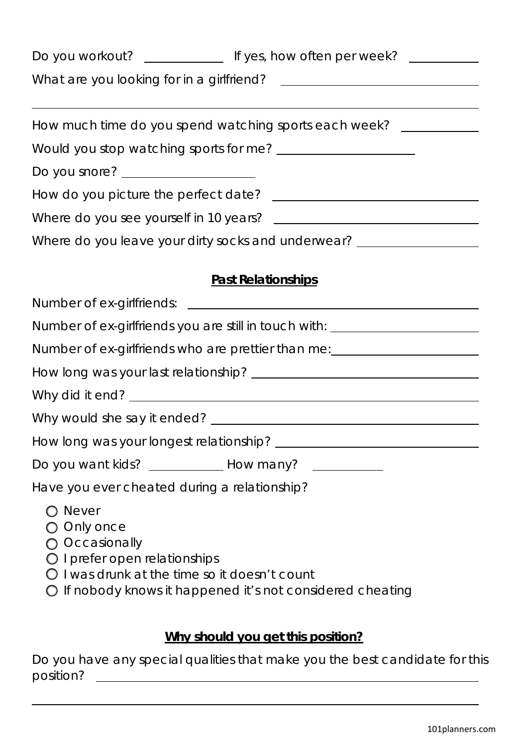Do you workout? ____________ If yes, how often per week? __________

What are you looking for in a girlfriend? ______________________________

______________________________________________________________

How much time do you spend watching sports each week? ___________

Would you stop watching sports for me? ____________________

Do you snore? ___________________

How do you picture the perfect date? ______________________________

Where do you see yourself in 10 years? ______________________________

Where do you leave your dirty socks and underwear? _________________

## Past Relationships

Number of ex-girlfriends: ______________________________________

Number of ex-girlfriends you are still in touch with: ____________________

Number of ex-girlfriends who are prettier than me: ____________________

How long was your last relationship? ________________________________

Why did it end? _____________________________________________

Why would she say it ended? ____________________________________

How long was your longest relationship? ____________________________

Do you want kids? ___________ How many? __________

Have you ever cheated during a relationship?

- ○ Never
- ○ Only once
- ○ Occasionally
- ○ I prefer open relationships
- ○ I was drunk at the time so it doesn't count
- ○ If nobody knows it happened it's not considered cheating

## Why should you get this position?

Do you have any special qualities that make you the best candidate for this position? _______________________________________________

______________________________________________________________